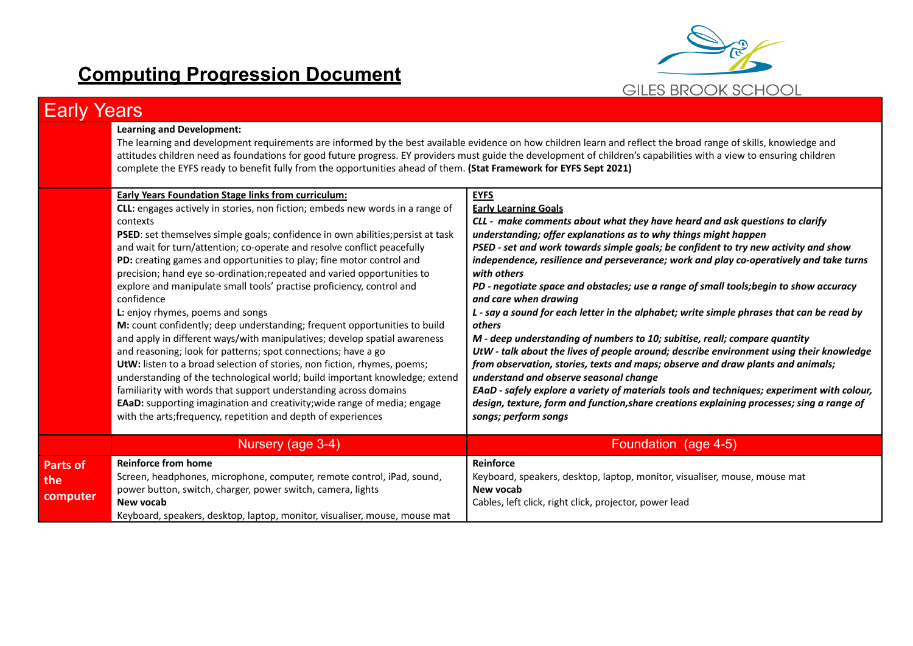# Computing Progression Document

GILES BROOK SCHOOL

## Early Years

| | | |
|---|---|---|
| | **Learning and Development:**<br>The learning and development requirements are informed by the best available evidence on how children learn and reflect the broad range of skills, knowledge and attitudes children need as foundations for good future progress. EY providers must guide the development of children's capabilities with a view to ensuring children complete the EYFS ready to benefit fully from the opportunities ahead of them. **(Stat Framework for EYFS Sept 2021)** | |
| | **Early Years Foundation Stage links from curriculum:**<br>**CLL:** engages actively in stories, non fiction; embeds new words in a range of contexts<br>**PSED**: set themselves simple goals; confidence in own abilities;persist at task and wait for turn/attention; co-operate and resolve conflict peacefully<br>**PD:** creating games and opportunities to play; fine motor control and precision; hand eye so-ordination;repeated and varied opportunities to explore and manipulate small tools' practise proficiency, control and confidence<br>**L:** enjoy rhymes, poems and songs<br>**M:** count confidently; deep understanding; frequent opportunities to build and apply in different ways/with manipulatives; develop spatial awareness and reasoning; look for patterns; spot connections; have a go<br>**UtW:** listen to a broad selection of stories, non fiction, rhymes, poems; understanding of the technological world; build important knowledge; extend familiarity with words that support understanding across domains<br>**EAaD:** supporting imagination and creativity;wide range of media; engage with the arts;frequency, repetition and depth of experiences | **EYFS**<br>**Early Learning Goals**<br>***CLL - make comments about what they have heard and ask questions to clarify understanding; offer explanations as to why things might happen***<br>***PSED - set and work towards simple goals; be confident to try new activity and show independence, resilience and perseverance; work and play co-operatively and take turns with others***<br>***PD - negotiate space and obstacles; use a range of small tools;begin to show accuracy and care when drawing***<br>***L - say a sound for each letter in the alphabet; write simple phrases that can be read by others***<br>***M - deep understanding of numbers to 10; subitise, reall; compare quantity***<br>***UtW - talk about the lives of people around; describe environment using their knowledge from observation, stories, texts and maps; observe and draw plants and animals; understand and observe seasonal change***<br>***EAaD - safely explore a variety of materials tools and techniques; experiment with colour, design, texture, form and function,share creations explaining processes; sing a range of songs; perform songs*** |
| | Nursery (age 3-4) | Foundation (age 4-5) |
| **Parts of the computer** | **Reinforce from home**<br>Screen, headphones, microphone, computer, remote control, iPad, sound, power button, switch, charger, power switch, camera, lights<br>**New vocab**<br>Keyboard, speakers, desktop, laptop, monitor, visualiser, mouse, mouse mat | **Reinforce**<br>Keyboard, speakers, desktop, laptop, monitor, visualiser, mouse, mouse mat<br>**New vocab**<br>Cables, left click, right click, projector, power lead |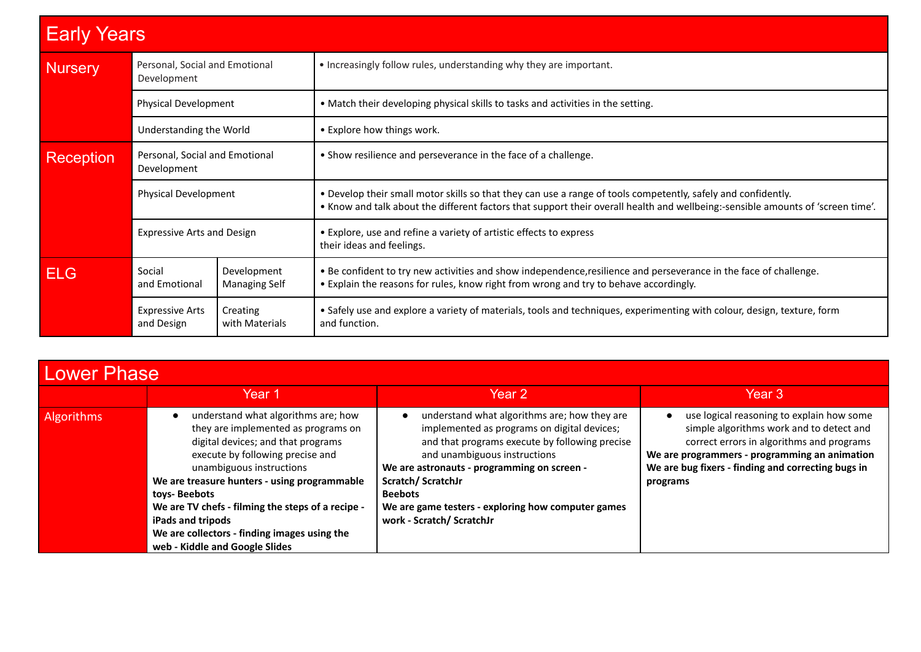## Early Years

| | | | |
|---|---|---|---|
| Nursery | Personal, Social and Emotional Development | | • Increasingly follow rules, understanding why they are important. |
| | Physical Development | | • Match their developing physical skills to tasks and activities in the setting. |
| | Understanding the World | | • Explore how things work. |
| Reception | Personal, Social and Emotional Development | | • Show resilience and perseverance in the face of a challenge. |
| | Physical Development | | • Develop their small motor skills so that they can use a range of tools competently, safely and confidently.<br>• Know and talk about the different factors that support their overall health and wellbeing:-sensible amounts of 'screen time'. |
| | Expressive Arts and Design | | • Explore, use and refine a variety of artistic effects to express their ideas and feelings. |
| ELG | Social and Emotional | Development Managing Self | • Be confident to try new activities and show independence,resilience and perseverance in the face of challenge.<br>• Explain the reasons for rules, know right from wrong and try to behave accordingly. |
| | Expressive Arts and Design | Creating with Materials | • Safely use and explore a variety of materials, tools and techniques, experimenting with colour, design, texture, form and function. |

## Lower Phase

| | Year 1 | Year 2 | Year 3 |
|---|---|---|---|
| Algorithms | • understand what algorithms are; how they are implemented as programs on digital devices; and that programs execute by following precise and unambiguous instructions<br>**We are treasure hunters - using programmable toys- Beebots**<br>**We are TV chefs - filming the steps of a recipe - iPads and tripods**<br>**We are collectors - finding images using the web - Kiddle and Google Slides** | • understand what algorithms are; how they are implemented as programs on digital devices; and that programs execute by following precise and unambiguous instructions<br>**We are astronauts - programming on screen - Scratch/ ScratchJr**<br>**Beebots**<br>**We are game testers - exploring how computer games work - Scratch/ ScratchJr** | • use logical reasoning to explain how some simple algorithms work and to detect and correct errors in algorithms and programs<br>**We are programmers - programming an animation**<br>**We are bug fixers - finding and correcting bugs in programs** |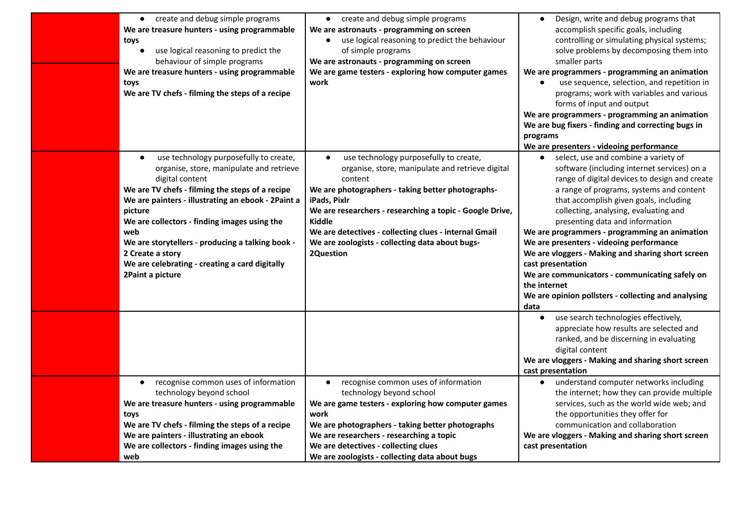| | | | |
|---|---|---|---|
| | • create and debug simple programs<br>**We are treasure hunters - using programmable toys**<br>• use logical reasoning to predict the behaviour of simple programs<br>**We are treasure hunters - using programmable toys**<br>**We are TV chefs - filming the steps of a recipe** | • create and debug simple programs<br>**We are astronauts - programming on screen**<br>• use logical reasoning to predict the behaviour of simple programs<br>**We are astronauts - programming on screen**<br>**We are game testers - exploring how computer games work** | • Design, write and debug programs that accomplish specific goals, including controlling or simulating physical systems; solve problems by decomposing them into smaller parts<br>**We are programmers - programming an animation**<br>• use sequence, selection, and repetition in programs; work with variables and various forms of input and output<br>**We are programmers - programming an animation**<br>**We are bug fixers - finding and correcting bugs in programs**<br>**We are presenters - videoing performance** |
| | • use technology purposefully to create, organise, store, manipulate and retrieve digital content<br>**We are TV chefs - filming the steps of a recipe**<br>**We are painters - illustrating an ebook - 2Paint a picture**<br>**We are collectors - finding images using the web**<br>**We are storytellers - producing a talking book - 2 Create a story**<br>**We are celebrating - creating a card digitally 2Paint a picture** | • use technology purposefully to create, organise, store, manipulate and retrieve digital content<br>**We are photographers - taking better photographs- iPads, Pixlr**<br>**We are researchers - researching a topic - Google Drive, Kiddle**<br>**We are detectives - collecting clues - internal Gmail**<br>**We are zoologists - collecting data about bugs- 2Question** | • select, use and combine a variety of software (including internet services) on a range of digital devices to design and create a range of programs, systems and content that accomplish given goals, including collecting, analysing, evaluating and presenting data and information<br>**We are programmers - programming an animation**<br>**We are presenters - videoing performance**<br>**We are vloggers - Making and sharing short screen cast presentation**<br>**We are communicators - communicating safely on the internet**<br>**We are opinion pollsters - collecting and analysing data** |
| | | | • use search technologies effectively, appreciate how results are selected and ranked, and be discerning in evaluating digital content<br>**We are vloggers - Making and sharing short screen cast presentation** |
| | • recognise common uses of information technology beyond school<br>**We are treasure hunters - using programmable toys**<br>**We are TV chefs - filming the steps of a recipe**<br>**We are painters - illustrating an ebook**<br>**We are collectors - finding images using the web** | • recognise common uses of information technology beyond school<br>**We are game testers - exploring how computer games work**<br>**We are photographers - taking better photographs**<br>**We are researchers - researching a topic**<br>**We are detectives - collecting clues**<br>**We are zoologists - collecting data about bugs** | • understand computer networks including the internet; how they can provide multiple services, such as the world wide web; and the opportunities they offer for communication and collaboration<br>**We are vloggers - Making and sharing short screen cast presentation** |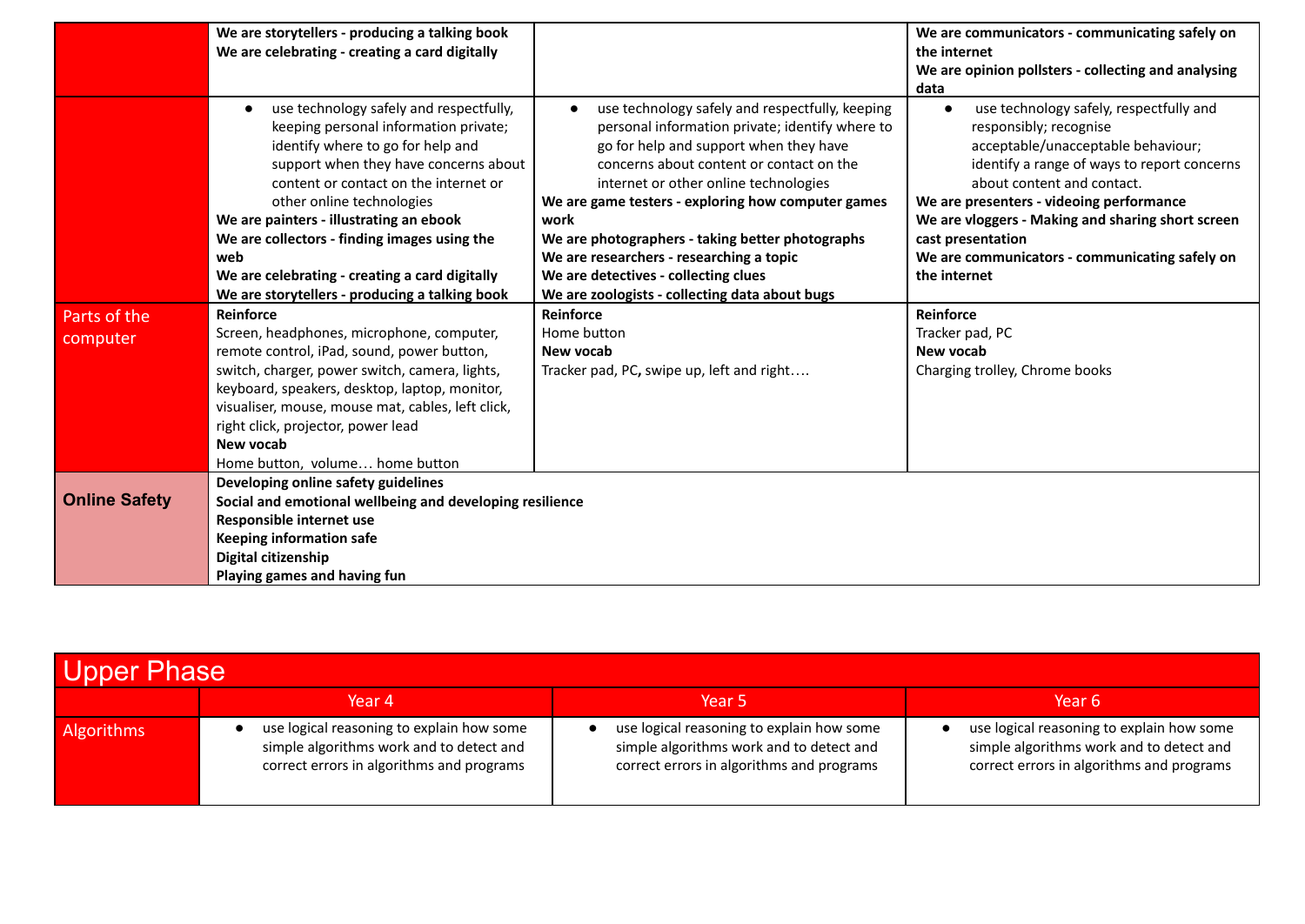| | | | |
|---|---|---|---|
| | **We are storytellers - producing a talking book**<br>**We are celebrating - creating a card digitally** | | **We are communicators - communicating safely on the internet**<br>**We are opinion pollsters - collecting and analysing data** |
| | • use technology safely and respectfully, keeping personal information private; identify where to go for help and support when they have concerns about content or contact on the internet or other online technologies<br>**We are painters - illustrating an ebook**<br>**We are collectors - finding images using the web**<br>**We are celebrating - creating a card digitally**<br>**We are storytellers - producing a talking book** | • use technology safely and respectfully, keeping personal information private; identify where to go for help and support when they have concerns about content or contact on the internet or other online technologies<br>**We are game testers - exploring how computer games work**<br>**We are photographers - taking better photographs**<br>**We are researchers - researching a topic**<br>**We are detectives - collecting clues**<br>**We are zoologists - collecting data about bugs** | • use technology safely, respectfully and responsibly; recognise acceptable/unacceptable behaviour; identify a range of ways to report concerns about content and contact.<br>**We are presenters - videoing performance**<br>**We are vloggers - Making and sharing short screen cast presentation**<br>**We are communicators - communicating safely on the internet** |
| Parts of the computer | **Reinforce**<br>Screen, headphones, microphone, computer, remote control, iPad, sound, power button, switch, charger, power switch, camera, lights, keyboard, speakers, desktop, laptop, monitor, visualiser, mouse, mouse mat, cables, left click, right click, projector, power lead<br>**New vocab**<br>Home button, volume… home button | **Reinforce**<br>Home button<br>**New vocab**<br>Tracker pad, PC**,** swipe up, left and right…. | **Reinforce**<br>Tracker pad, PC<br>**New vocab**<br>Charging trolley, Chrome books |
| **Online Safety** | **Developing online safety guidelines**<br>**Social and emotional wellbeing and developing resilience**<br>**Responsible internet use**<br>**Keeping information safe**<br>**Digital citizenship**<br>**Playing games and having fun** | | |

## Upper Phase

| | Year 4 | Year 5 | Year 6 |
|---|---|---|---|
| Algorithms | • use logical reasoning to explain how some simple algorithms work and to detect and correct errors in algorithms and programs | • use logical reasoning to explain how some simple algorithms work and to detect and correct errors in algorithms and programs | • use logical reasoning to explain how some simple algorithms work and to detect and correct errors in algorithms and programs |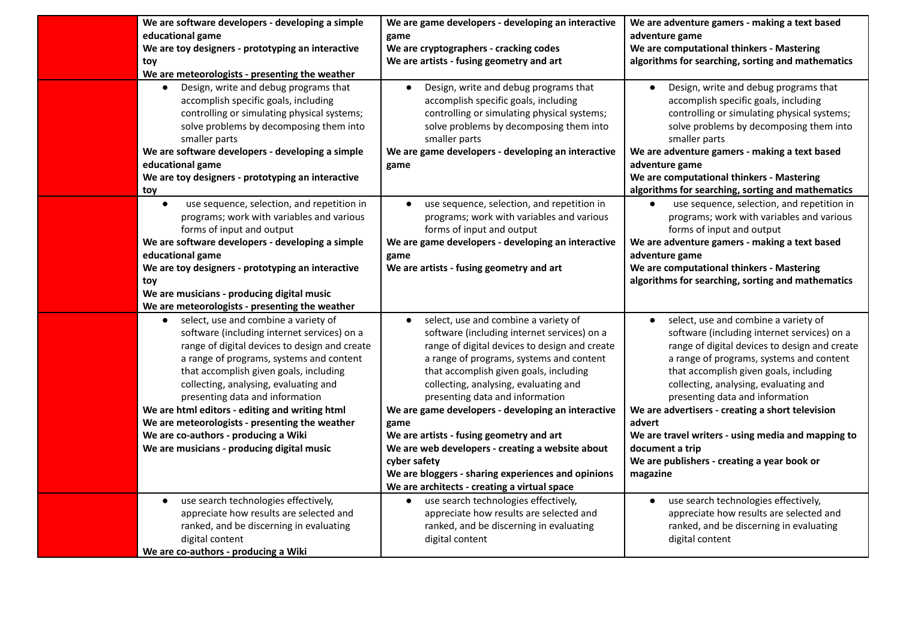|  | We are software developers - developing a simple educational game<br>We are toy designers - prototyping an interactive toy<br>We are meteorologists - presenting the weather | We are game developers - developing an interactive game<br>We are cryptographers - cracking codes<br>We are artists - fusing geometry and art | We are adventure gamers - making a text based adventure game<br>We are computational thinkers - Mastering algorithms for searching, sorting and mathematics |
|---|---|---|---|
|  | • Design, write and debug programs that accomplish specific goals, including controlling or simulating physical systems; solve problems by decomposing them into smaller parts<br>**We are software developers - developing a simple educational game**<br>**We are toy designers - prototyping an interactive toy** | • Design, write and debug programs that accomplish specific goals, including controlling or simulating physical systems; solve problems by decomposing them into smaller parts<br>**We are game developers - developing an interactive game** | • Design, write and debug programs that accomplish specific goals, including controlling or simulating physical systems; solve problems by decomposing them into smaller parts<br>**We are adventure gamers - making a text based adventure game**<br>**We are computational thinkers - Mastering algorithms for searching, sorting and mathematics** |
|  | • use sequence, selection, and repetition in programs; work with variables and various forms of input and output<br>**We are software developers - developing a simple educational game**<br>**We are toy designers - prototyping an interactive toy**<br>**We are musicians - producing digital music**<br>**We are meteorologists - presenting the weather** | • use sequence, selection, and repetition in programs; work with variables and various forms of input and output<br>**We are game developers - developing an interactive game**<br>**We are artists - fusing geometry and art** | • use sequence, selection, and repetition in programs; work with variables and various forms of input and output<br>**We are adventure gamers - making a text based adventure game**<br>**We are computational thinkers - Mastering algorithms for searching, sorting and mathematics** |
|  | • select, use and combine a variety of software (including internet services) on a range of digital devices to design and create a range of programs, systems and content that accomplish given goals, including collecting, analysing, evaluating and presenting data and information<br>**We are html editors - editing and writing html**<br>**We are meteorologists - presenting the weather**<br>**We are co-authors - producing a Wiki**<br>**We are musicians - producing digital music** | • select, use and combine a variety of software (including internet services) on a range of digital devices to design and create a range of programs, systems and content that accomplish given goals, including collecting, analysing, evaluating and presenting data and information<br>**We are game developers - developing an interactive game**<br>**We are artists - fusing geometry and art**<br>**We are web developers - creating a website about cyber safety**<br>**We are bloggers - sharing experiences and opinions**<br>**We are architects - creating a virtual space** | • select, use and combine a variety of software (including internet services) on a range of digital devices to design and create a range of programs, systems and content that accomplish given goals, including collecting, analysing, evaluating and presenting data and information<br>**We are advertisers - creating a short television advert**<br>**We are travel writers - using media and mapping to document a trip**<br>**We are publishers - creating a year book or magazine** |
|  | • use search technologies effectively, appreciate how results are selected and ranked, and be discerning in evaluating digital content<br>**We are co-authors - producing a Wiki** | • use search technologies effectively, appreciate how results are selected and ranked, and be discerning in evaluating digital content | • use search technologies effectively, appreciate how results are selected and ranked, and be discerning in evaluating digital content |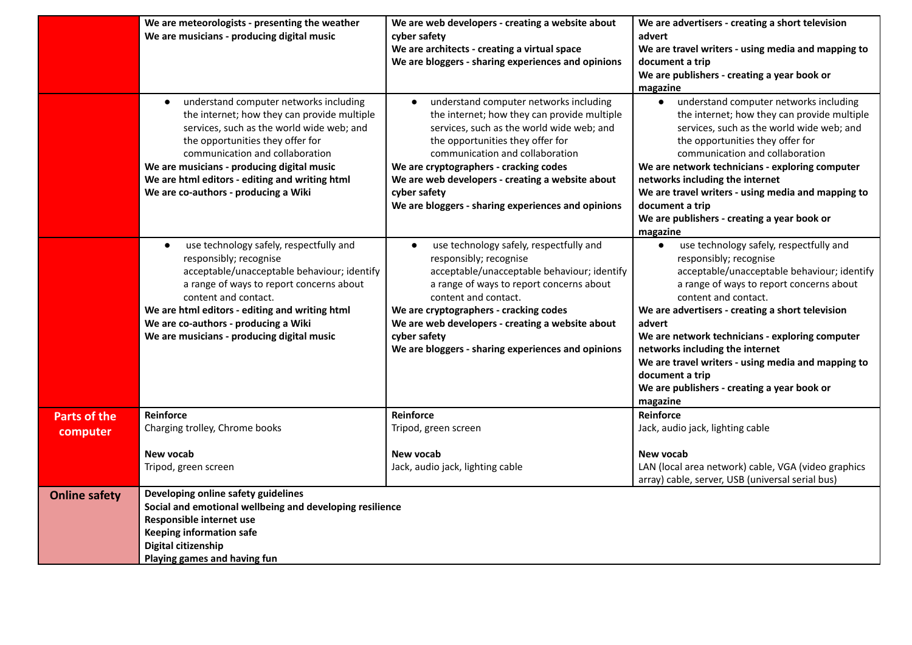| | | | |
|---|---|---|---|
| | **We are meteorologists - presenting the weather**<br>**We are musicians - producing digital music** | **We are web developers - creating a website about cyber safety**<br>**We are architects - creating a virtual space**<br>**We are bloggers - sharing experiences and opinions** | **We are advertisers - creating a short television advert**<br>**We are travel writers - using media and mapping to document a trip**<br>**We are publishers - creating a year book or magazine** |
| | • understand computer networks including the internet; how they can provide multiple services, such as the world wide web; and the opportunities they offer for communication and collaboration<br>**We are musicians - producing digital music**<br>**We are html editors - editing and writing html**<br>**We are co-authors - producing a Wiki** | • understand computer networks including the internet; how they can provide multiple services, such as the world wide web; and the opportunities they offer for communication and collaboration<br>**We are cryptographers - cracking codes**<br>**We are web developers - creating a website about cyber safety**<br>**We are bloggers - sharing experiences and opinions** | • understand computer networks including the internet; how they can provide multiple services, such as the world wide web; and the opportunities they offer for communication and collaboration<br>**We are network technicians - exploring computer networks including the internet**<br>**We are travel writers - using media and mapping to document a trip**<br>**We are publishers - creating a year book or magazine** |
| | • use technology safely, respectfully and responsibly; recognise acceptable/unacceptable behaviour; identify a range of ways to report concerns about content and contact.<br>**We are html editors - editing and writing html**<br>**We are co-authors - producing a Wiki**<br>**We are musicians - producing digital music** | • use technology safely, respectfully and responsibly; recognise acceptable/unacceptable behaviour; identify a range of ways to report concerns about content and contact.<br>**We are cryptographers - cracking codes**<br>**We are web developers - creating a website about cyber safety**<br>**We are bloggers - sharing experiences and opinions** | • use technology safely, respectfully and responsibly; recognise acceptable/unacceptable behaviour; identify a range of ways to report concerns about content and contact.<br>**We are advertisers - creating a short television advert**<br>**We are network technicians - exploring computer networks including the internet**<br>**We are travel writers - using media and mapping to document a trip**<br>**We are publishers - creating a year book or magazine** |
| **Parts of the computer** | **Reinforce**<br>Charging trolley, Chrome books<br><br>**New vocab**<br>Tripod, green screen | **Reinforce**<br>Tripod, green screen<br><br>**New vocab**<br>Jack, audio jack, lighting cable | **Reinforce**<br>Jack, audio jack, lighting cable<br><br>**New vocab**<br>LAN (local area network) cable, VGA (video graphics array) cable, server, USB (universal serial bus) |
| **Online safety** | **Developing online safety guidelines**<br>**Social and emotional wellbeing and developing resilience**<br>**Responsible internet use**<br>**Keeping information safe**<br>**Digital citizenship**<br>**Playing games and having fun** | | |